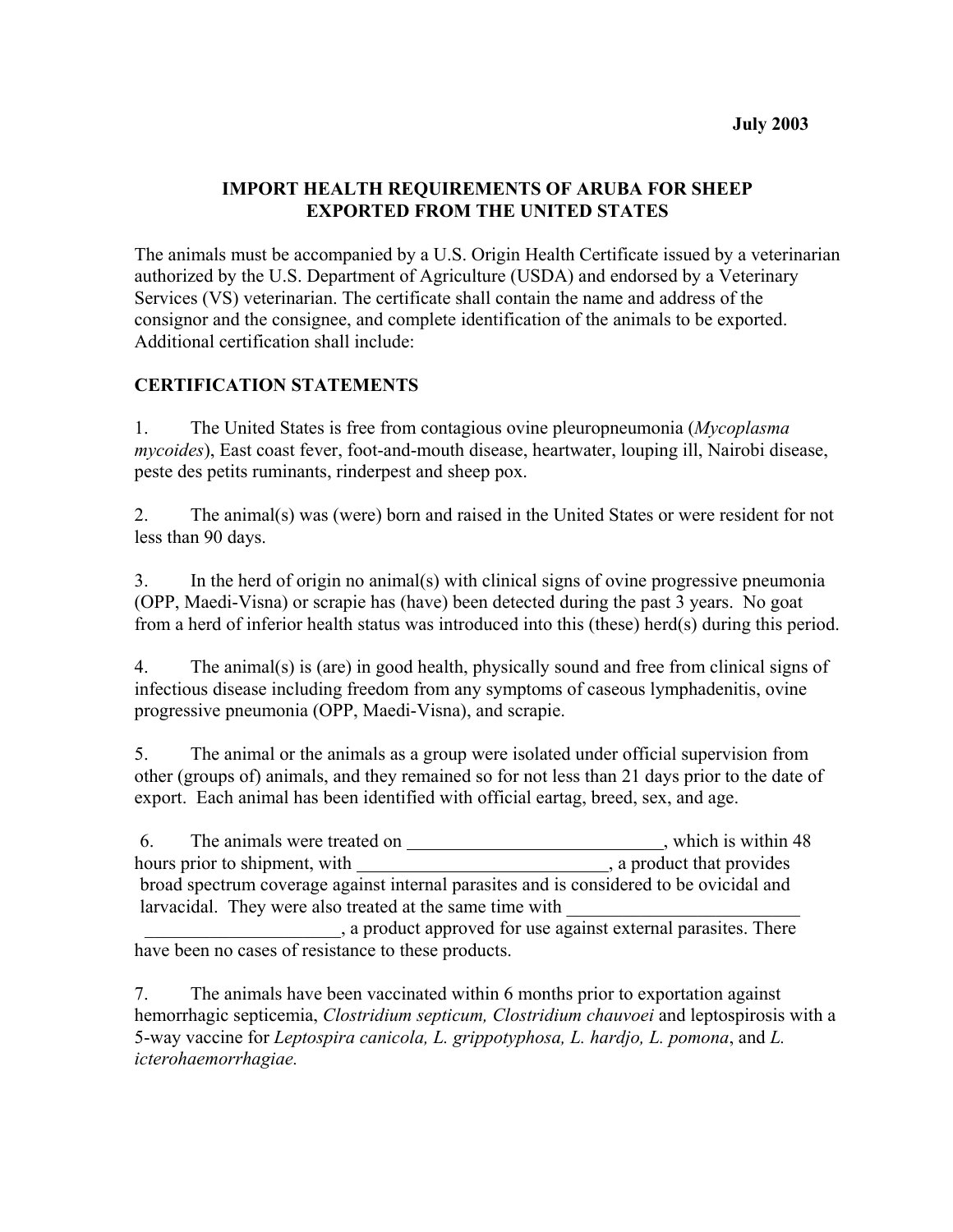**July 2003**

# IMPORT HEALTH REQUIREMENTS OF ARUBA FOR SHEEP EXPORTED FROM THE UNITED STATES

The animals must be accompanied by a U.S. Origin Health Certificate issued by a veterinarian authorized by the U.S. Department of Agriculture (USDA) and endorsed by a Veterinary Services (VS) veterinarian. The certificate shall contain the name and address of the consignor and the consignee, and complete identification of the animals to be exported. Additional certification shall include:

## CERTIFICATION STATEMENTS

1. The United States is free from contagious ovine pleuropneumonia (*Mycoplasma mycoides*), East coast fever, foot-and-mouth disease, heartwater, louping ill, Nairobi disease, peste des petits ruminants, rinderpest and sheep pox.

2. The animal(s) was (were) born and raised in the United States or were resident for not less than 90 days.

3. In the herd of origin no animal(s) with clinical signs of ovine progressive pneumonia (OPP, Maedi-Visna) or scrapie has (have) been detected during the past 3 years. No goat from a herd of inferior health status was introduced into this (these) herd(s) during this period.

4. The animal(s) is (are) in good health, physically sound and free from clinical signs of infectious disease including freedom from any symptoms of caseous lymphadenitis, ovine progressive pneumonia (OPP, Maedi-Visna), and scrapie.

5. The animal or the animals as a group were isolated under official supervision from other (groups of) animals, and they remained so for not less than 21 days prior to the date of export. Each animal has been identified with official eartag, breed, sex, and age.

6. The animals were treated on ___________________________, which is within 48 hours prior to shipment, with ___________________________, a product that provides broad spectrum coverage against internal parasites and is considered to be ovicidal and larvacidal. They were also treated at the same time with _________________________ _____________________, a product approved for use against external parasites. There have been no cases of resistance to these products.

7. The animals have been vaccinated within 6 months prior to exportation against hemorrhagic septicemia, *Clostridium septicum, Clostridium chauvoei* and leptospirosis with a 5-way vaccine for *Leptospira canicola, L. grippotyphosa, L. hardjo, L. pomona*, and *L. icterohaemorrhagiae.*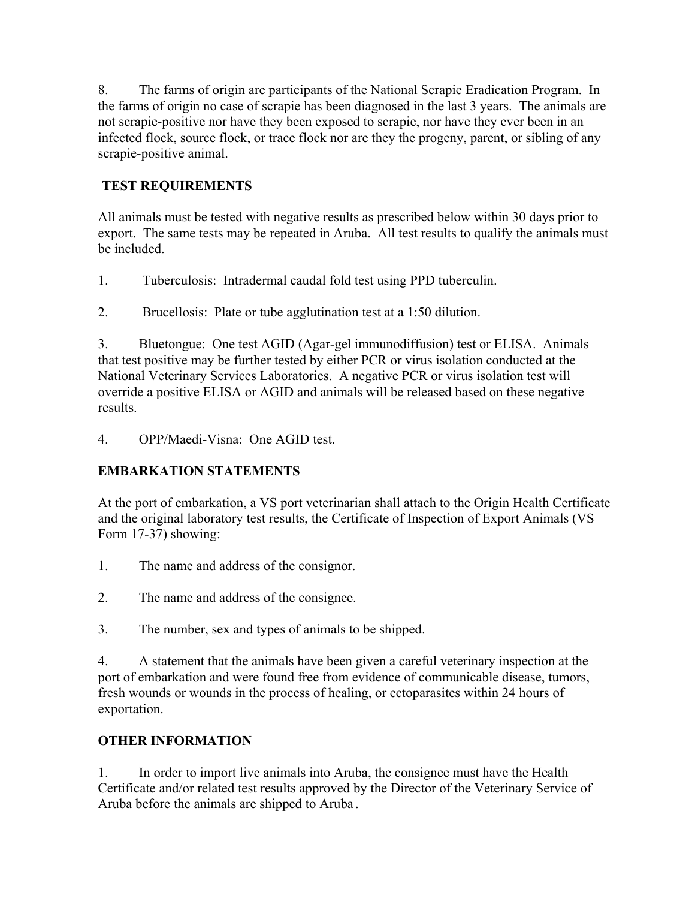8. The farms of origin are participants of the National Scrapie Eradication Program. In the farms of origin no case of scrapie has been diagnosed in the last 3 years. The animals are not scrapie-positive nor have they been exposed to scrapie, nor have they ever been in an infected flock, source flock, or trace flock nor are they the progeny, parent, or sibling of any scrapie-positive animal.

## TEST REQUIREMENTS

All animals must be tested with negative results as prescribed below within 30 days prior to export. The same tests may be repeated in Aruba. All test results to qualify the animals must be included.

1. Tuberculosis: Intradermal caudal fold test using PPD tuberculin.

2. Brucellosis: Plate or tube agglutination test at a 1:50 dilution.

3. Bluetongue: One test AGID (Agar-gel immunodiffusion) test or ELISA. Animals that test positive may be further tested by either PCR or virus isolation conducted at the National Veterinary Services Laboratories. A negative PCR or virus isolation test will override a positive ELISA or AGID and animals will be released based on these negative results.

4. OPP/Maedi-Visna: One AGID test.

## EMBARKATION STATEMENTS

At the port of embarkation, a VS port veterinarian shall attach to the Origin Health Certificate and the original laboratory test results, the Certificate of Inspection of Export Animals (VS Form 17-37) showing:

1. The name and address of the consignor.

2. The name and address of the consignee.

3. The number, sex and types of animals to be shipped.

4. A statement that the animals have been given a careful veterinary inspection at the port of embarkation and were found free from evidence of communicable disease, tumors, fresh wounds or wounds in the process of healing, or ectoparasites within 24 hours of exportation.

## OTHER INFORMATION

1. In order to import live animals into Aruba, the consignee must have the Health Certificate and/or related test results approved by the Director of the Veterinary Service of Aruba before the animals are shipped to Aruba.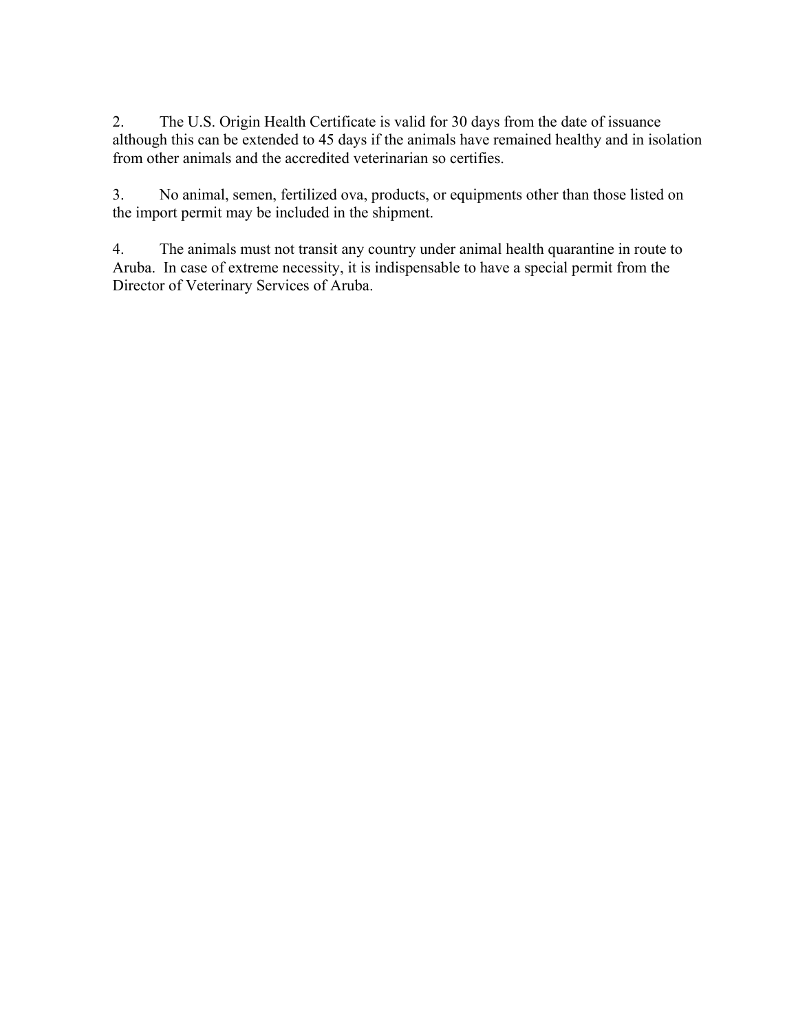2. The U.S. Origin Health Certificate is valid for 30 days from the date of issuance although this can be extended to 45 days if the animals have remained healthy and in isolation from other animals and the accredited veterinarian so certifies.

3. No animal, semen, fertilized ova, products, or equipments other than those listed on the import permit may be included in the shipment.

4. The animals must not transit any country under animal health quarantine in route to Aruba. In case of extreme necessity, it is indispensable to have a special permit from the Director of Veterinary Services of Aruba.